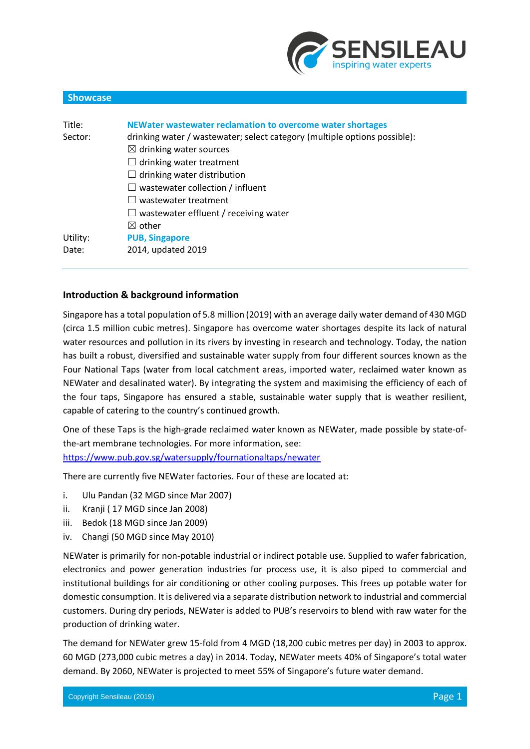SENSILEAU
inspiring water experts

## Showcase

Title: **NEWater wastewater reclamation to overcome water shortages**

Sector: drinking water / wastewater; select category (multiple options possible):

- ☒ drinking water sources
- ☐ drinking water treatment
- ☐ drinking water distribution
- ☐ wastewater collection / influent
- ☐ wastewater treatment
- ☐ wastewater effluent / receiving water
- ☒ other

Utility: **PUB, Singapore**

Date: 2014, updated 2019

---

### Introduction & background information

Singapore has a total population of 5.8 million (2019) with an average daily water demand of 430 MGD (circa 1.5 million cubic metres). Singapore has overcome water shortages despite its lack of natural water resources and pollution in its rivers by investing in research and technology. Today, the nation has built a robust, diversified and sustainable water supply from four different sources known as the Four National Taps (water from local catchment areas, imported water, reclaimed water known as NEWater and desalinated water). By integrating the system and maximising the efficiency of each of the four taps, Singapore has ensured a stable, sustainable water supply that is weather resilient, capable of catering to the country's continued growth.

One of these Taps is the high-grade reclaimed water known as NEWater, made possible by state-of-the-art membrane technologies. For more information, see: https://www.pub.gov.sg/watersupply/fournationaltaps/newater

There are currently five NEWater factories. Four of these are located at:

i. Ulu Pandan (32 MGD since Mar 2007)
ii. Kranji ( 17 MGD since Jan 2008)
iii. Bedok (18 MGD since Jan 2009)
iv. Changi (50 MGD since May 2010)

NEWater is primarily for non-potable industrial or indirect potable use. Supplied to wafer fabrication, electronics and power generation industries for process use, it is also piped to commercial and institutional buildings for air conditioning or other cooling purposes. This frees up potable water for domestic consumption. It is delivered via a separate distribution network to industrial and commercial customers. During dry periods, NEWater is added to PUB's reservoirs to blend with raw water for the production of drinking water.

The demand for NEWater grew 15-fold from 4 MGD (18,200 cubic metres per day) in 2003 to approx. 60 MGD (273,000 cubic metres a day) in 2014. Today, NEWater meets 40% of Singapore's total water demand. By 2060, NEWater is projected to meet 55% of Singapore's future water demand.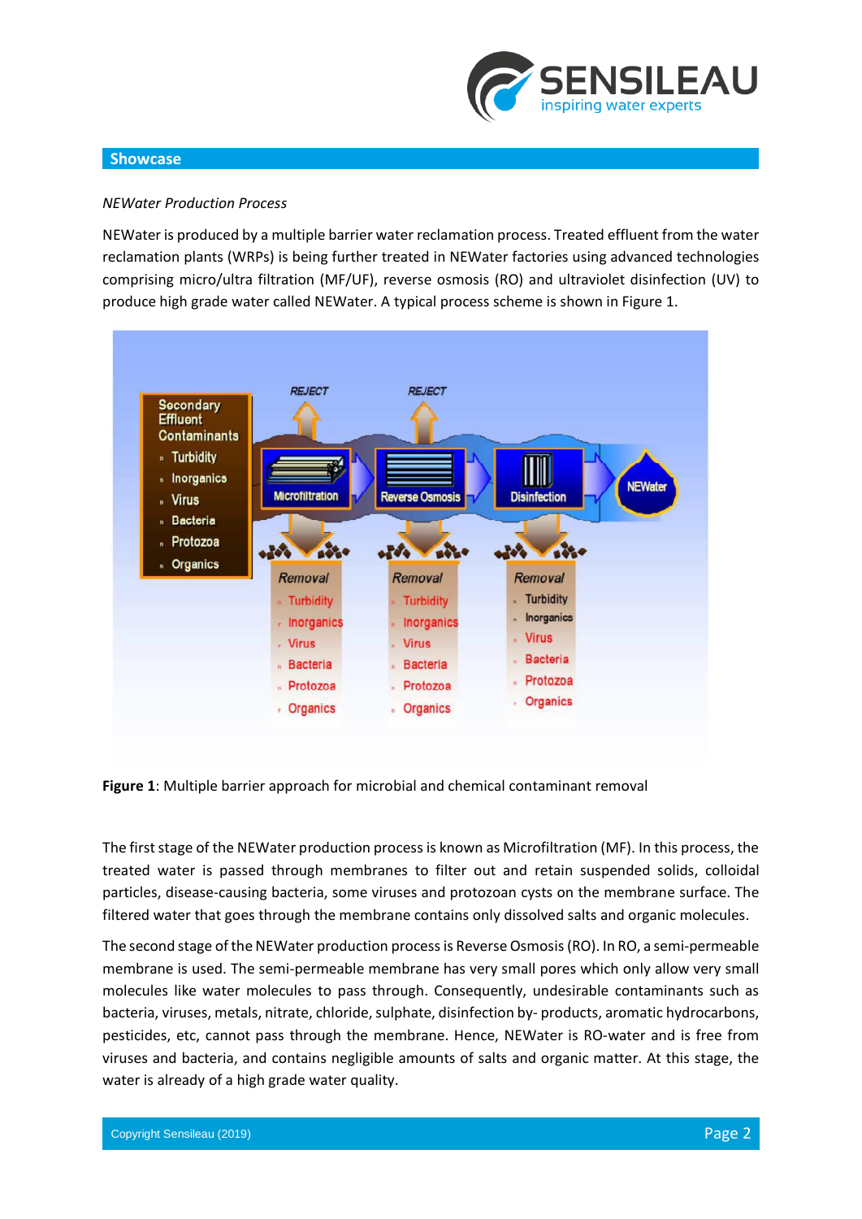## Showcase

*NEWater Production Process*

NEWater is produced by a multiple barrier water reclamation process. Treated effluent from the water reclamation plants (WRPs) is being further treated in NEWater factories using advanced technologies comprising micro/ultra filtration (MF/UF), reverse osmosis (RO) and ultraviolet disinfection (UV) to produce high grade water called NEWater. A typical process scheme is shown in Figure 1.

**Figure 1**: Multiple barrier approach for microbial and chemical contaminant removal

The first stage of the NEWater production process is known as Microfiltration (MF). In this process, the treated water is passed through membranes to filter out and retain suspended solids, colloidal particles, disease-causing bacteria, some viruses and protozoan cysts on the membrane surface. The filtered water that goes through the membrane contains only dissolved salts and organic molecules.

The second stage of the NEWater production process is Reverse Osmosis (RO). In RO, a semi-permeable membrane is used. The semi-permeable membrane has very small pores which only allow very small molecules like water molecules to pass through. Consequently, undesirable contaminants such as bacteria, viruses, metals, nitrate, chloride, sulphate, disinfection by- products, aromatic hydrocarbons, pesticides, etc, cannot pass through the membrane. Hence, NEWater is RO-water and is free from viruses and bacteria, and contains negligible amounts of salts and organic matter. At this stage, the water is already of a high grade water quality.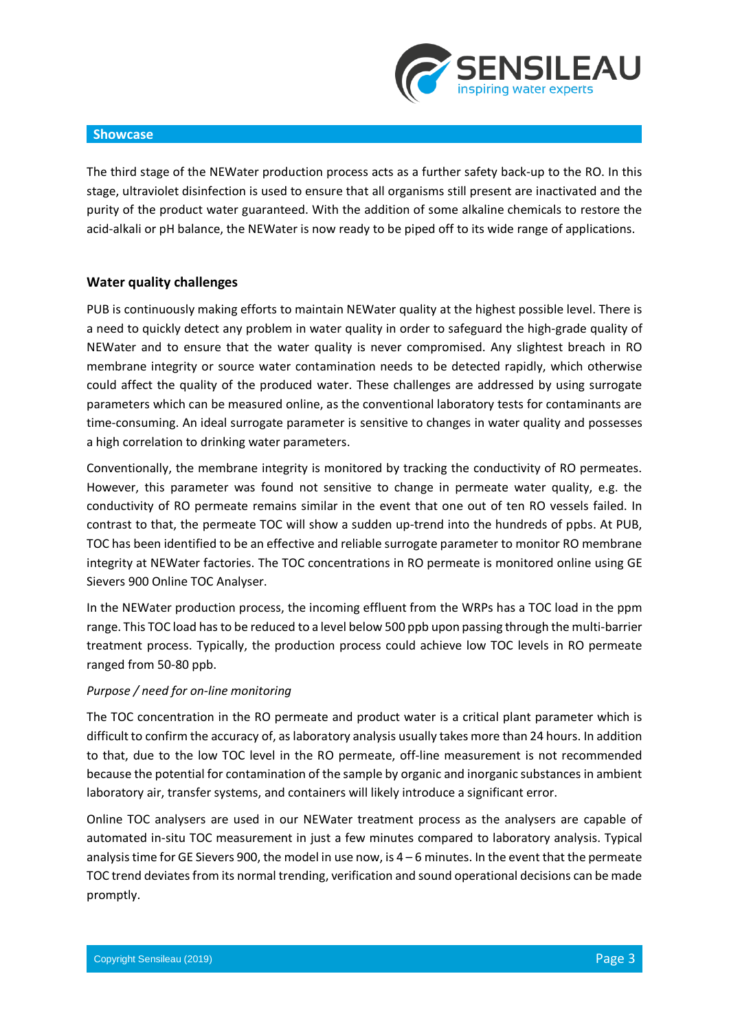## Showcase

The third stage of the NEWater production process acts as a further safety back-up to the RO. In this stage, ultraviolet disinfection is used to ensure that all organisms still present are inactivated and the purity of the product water guaranteed. With the addition of some alkaline chemicals to restore the acid-alkali or pH balance, the NEWater is now ready to be piped off to its wide range of applications.

### Water quality challenges

PUB is continuously making efforts to maintain NEWater quality at the highest possible level. There is a need to quickly detect any problem in water quality in order to safeguard the high-grade quality of NEWater and to ensure that the water quality is never compromised. Any slightest breach in RO membrane integrity or source water contamination needs to be detected rapidly, which otherwise could affect the quality of the produced water. These challenges are addressed by using surrogate parameters which can be measured online, as the conventional laboratory tests for contaminants are time-consuming. An ideal surrogate parameter is sensitive to changes in water quality and possesses a high correlation to drinking water parameters.

Conventionally, the membrane integrity is monitored by tracking the conductivity of RO permeates. However, this parameter was found not sensitive to change in permeate water quality, e.g. the conductivity of RO permeate remains similar in the event that one out of ten RO vessels failed. In contrast to that, the permeate TOC will show a sudden up-trend into the hundreds of ppbs. At PUB, TOC has been identified to be an effective and reliable surrogate parameter to monitor RO membrane integrity at NEWater factories. The TOC concentrations in RO permeate is monitored online using GE Sievers 900 Online TOC Analyser.

In the NEWater production process, the incoming effluent from the WRPs has a TOC load in the ppm range. This TOC load has to be reduced to a level below 500 ppb upon passing through the multi-barrier treatment process. Typically, the production process could achieve low TOC levels in RO permeate ranged from 50-80 ppb.

*Purpose / need for on-line monitoring*

The TOC concentration in the RO permeate and product water is a critical plant parameter which is difficult to confirm the accuracy of, as laboratory analysis usually takes more than 24 hours. In addition to that, due to the low TOC level in the RO permeate, off-line measurement is not recommended because the potential for contamination of the sample by organic and inorganic substances in ambient laboratory air, transfer systems, and containers will likely introduce a significant error.

Online TOC analysers are used in our NEWater treatment process as the analysers are capable of automated in-situ TOC measurement in just a few minutes compared to laboratory analysis. Typical analysis time for GE Sievers 900, the model in use now, is 4 – 6 minutes. In the event that the permeate TOC trend deviates from its normal trending, verification and sound operational decisions can be made promptly.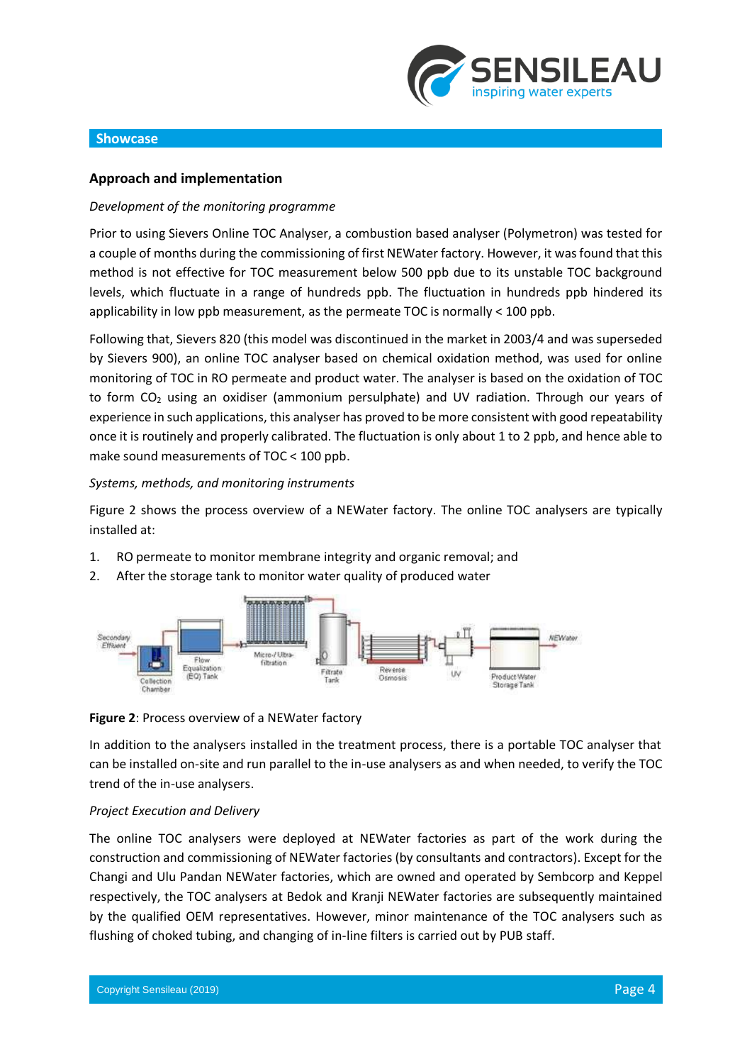## Showcase

### Approach and implementation

*Development of the monitoring programme*

Prior to using Sievers Online TOC Analyser, a combustion based analyser (Polymetron) was tested for a couple of months during the commissioning of first NEWater factory. However, it was found that this method is not effective for TOC measurement below 500 ppb due to its unstable TOC background levels, which fluctuate in a range of hundreds ppb. The fluctuation in hundreds ppb hindered its applicability in low ppb measurement, as the permeate TOC is normally < 100 ppb.

Following that, Sievers 820 (this model was discontinued in the market in 2003/4 and was superseded by Sievers 900), an online TOC analyser based on chemical oxidation method, was used for online monitoring of TOC in RO permeate and product water. The analyser is based on the oxidation of TOC to form $CO_2$ using an oxidiser (ammonium persulphate) and UV radiation. Through our years of experience in such applications, this analyser has proved to be more consistent with good repeatability once it is routinely and properly calibrated. The fluctuation is only about 1 to 2 ppb, and hence able to make sound measurements of TOC < 100 ppb.

*Systems, methods, and monitoring instruments*

Figure 2 shows the process overview of a NEWater factory. The online TOC analysers are typically installed at:

1. RO permeate to monitor membrane integrity and organic removal; and
2. After the storage tank to monitor water quality of produced water

**Figure 2**: Process overview of a NEWater factory

In addition to the analysers installed in the treatment process, there is a portable TOC analyser that can be installed on-site and run parallel to the in-use analysers as and when needed, to verify the TOC trend of the in-use analysers.

*Project Execution and Delivery*

The online TOC analysers were deployed at NEWater factories as part of the work during the construction and commissioning of NEWater factories (by consultants and contractors). Except for the Changi and Ulu Pandan NEWater factories, which are owned and operated by Sembcorp and Keppel respectively, the TOC analysers at Bedok and Kranji NEWater factories are subsequently maintained by the qualified OEM representatives. However, minor maintenance of the TOC analysers such as flushing of choked tubing, and changing of in-line filters is carried out by PUB staff.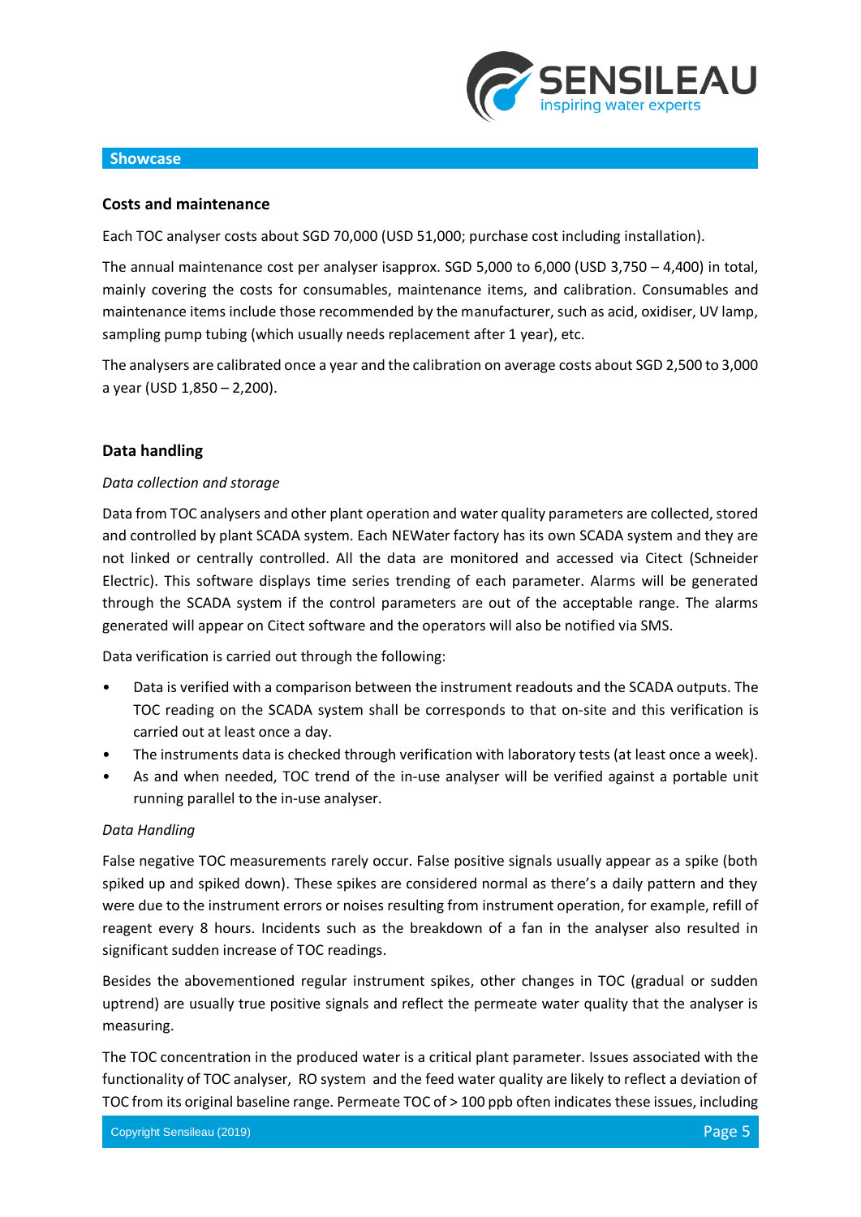## Showcase

### Costs and maintenance

Each TOC analyser costs about SGD 70,000 (USD 51,000; purchase cost including installation).

The annual maintenance cost per analyser isapprox. SGD 5,000 to 6,000 (USD 3,750 – 4,400) in total, mainly covering the costs for consumables, maintenance items, and calibration. Consumables and maintenance items include those recommended by the manufacturer, such as acid, oxidiser, UV lamp, sampling pump tubing (which usually needs replacement after 1 year), etc.

The analysers are calibrated once a year and the calibration on average costs about SGD 2,500 to 3,000 a year (USD 1,850 – 2,200).

### Data handling

*Data collection and storage*

Data from TOC analysers and other plant operation and water quality parameters are collected, stored and controlled by plant SCADA system. Each NEWater factory has its own SCADA system and they are not linked or centrally controlled. All the data are monitored and accessed via Citect (Schneider Electric). This software displays time series trending of each parameter. Alarms will be generated through the SCADA system if the control parameters are out of the acceptable range. The alarms generated will appear on Citect software and the operators will also be notified via SMS.

Data verification is carried out through the following:

- Data is verified with a comparison between the instrument readouts and the SCADA outputs. The TOC reading on the SCADA system shall be corresponds to that on-site and this verification is carried out at least once a day.
- The instruments data is checked through verification with laboratory tests (at least once a week).
- As and when needed, TOC trend of the in-use analyser will be verified against a portable unit running parallel to the in-use analyser.

*Data Handling*

False negative TOC measurements rarely occur. False positive signals usually appear as a spike (both spiked up and spiked down). These spikes are considered normal as there's a daily pattern and they were due to the instrument errors or noises resulting from instrument operation, for example, refill of reagent every 8 hours. Incidents such as the breakdown of a fan in the analyser also resulted in significant sudden increase of TOC readings.

Besides the abovementioned regular instrument spikes, other changes in TOC (gradual or sudden uptrend) are usually true positive signals and reflect the permeate water quality that the analyser is measuring.

The TOC concentration in the produced water is a critical plant parameter. Issues associated with the functionality of TOC analyser, RO system and the feed water quality are likely to reflect a deviation of TOC from its original baseline range. Permeate TOC of > 100 ppb often indicates these issues, including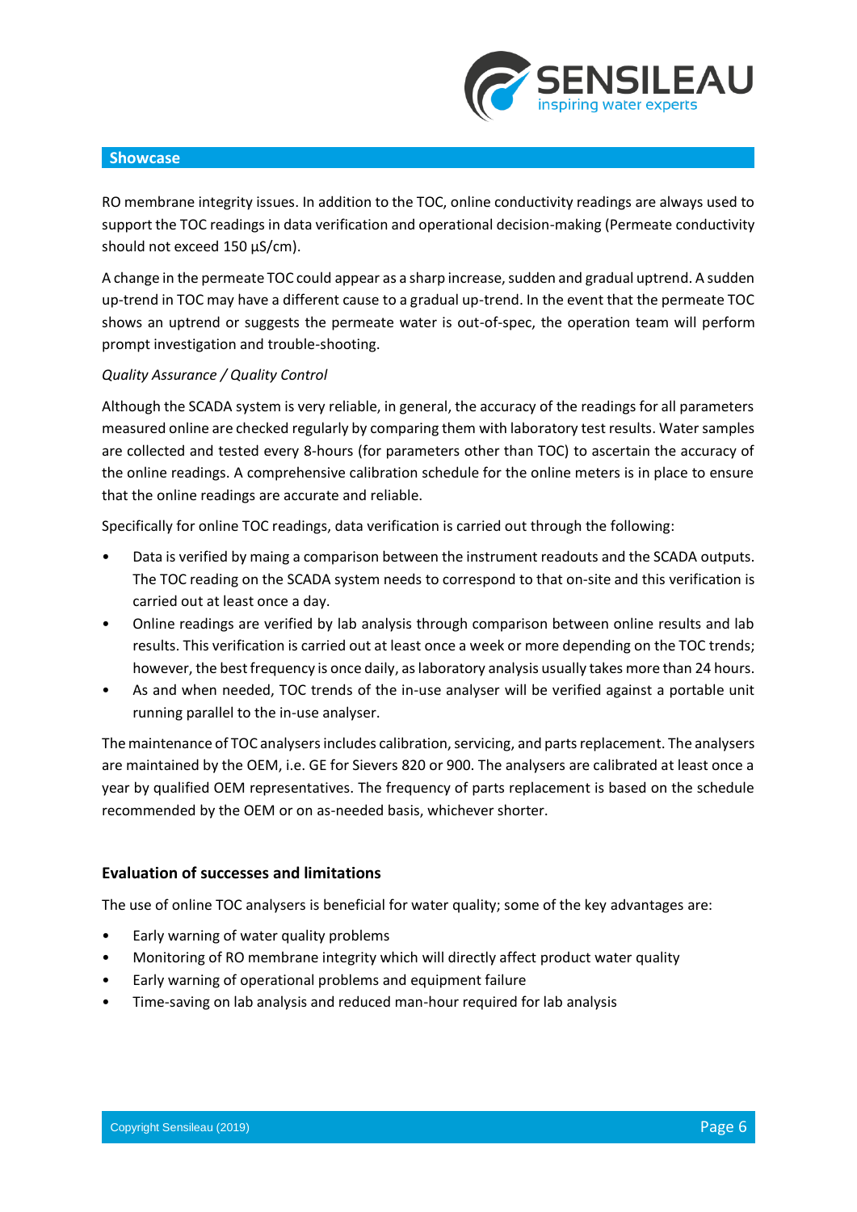RO membrane integrity issues. In addition to the TOC, online conductivity readings are always used to support the TOC readings in data verification and operational decision-making (Permeate conductivity should not exceed 150 µS/cm).

A change in the permeate TOC could appear as a sharp increase, sudden and gradual uptrend. A sudden up-trend in TOC may have a different cause to a gradual up-trend. In the event that the permeate TOC shows an uptrend or suggests the permeate water is out-of-spec, the operation team will perform prompt investigation and trouble-shooting.

*Quality Assurance / Quality Control*

Although the SCADA system is very reliable, in general, the accuracy of the readings for all parameters measured online are checked regularly by comparing them with laboratory test results. Water samples are collected and tested every 8-hours (for parameters other than TOC) to ascertain the accuracy of the online readings. A comprehensive calibration schedule for the online meters is in place to ensure that the online readings are accurate and reliable.

Specifically for online TOC readings, data verification is carried out through the following:

- Data is verified by maing a comparison between the instrument readouts and the SCADA outputs. The TOC reading on the SCADA system needs to correspond to that on-site and this verification is carried out at least once a day.
- Online readings are verified by lab analysis through comparison between online results and lab results. This verification is carried out at least once a week or more depending on the TOC trends; however, the best frequency is once daily, as laboratory analysis usually takes more than 24 hours.
- As and when needed, TOC trends of the in-use analyser will be verified against a portable unit running parallel to the in-use analyser.

The maintenance of TOC analysers includes calibration, servicing, and parts replacement. The analysers are maintained by the OEM, i.e. GE for Sievers 820 or 900. The analysers are calibrated at least once a year by qualified OEM representatives. The frequency of parts replacement is based on the schedule recommended by the OEM or on as-needed basis, whichever shorter.

### Evaluation of successes and limitations

The use of online TOC analysers is beneficial for water quality; some of the key advantages are:

- Early warning of water quality problems
- Monitoring of RO membrane integrity which will directly affect product water quality
- Early warning of operational problems and equipment failure
- Time-saving on lab analysis and reduced man-hour required for lab analysis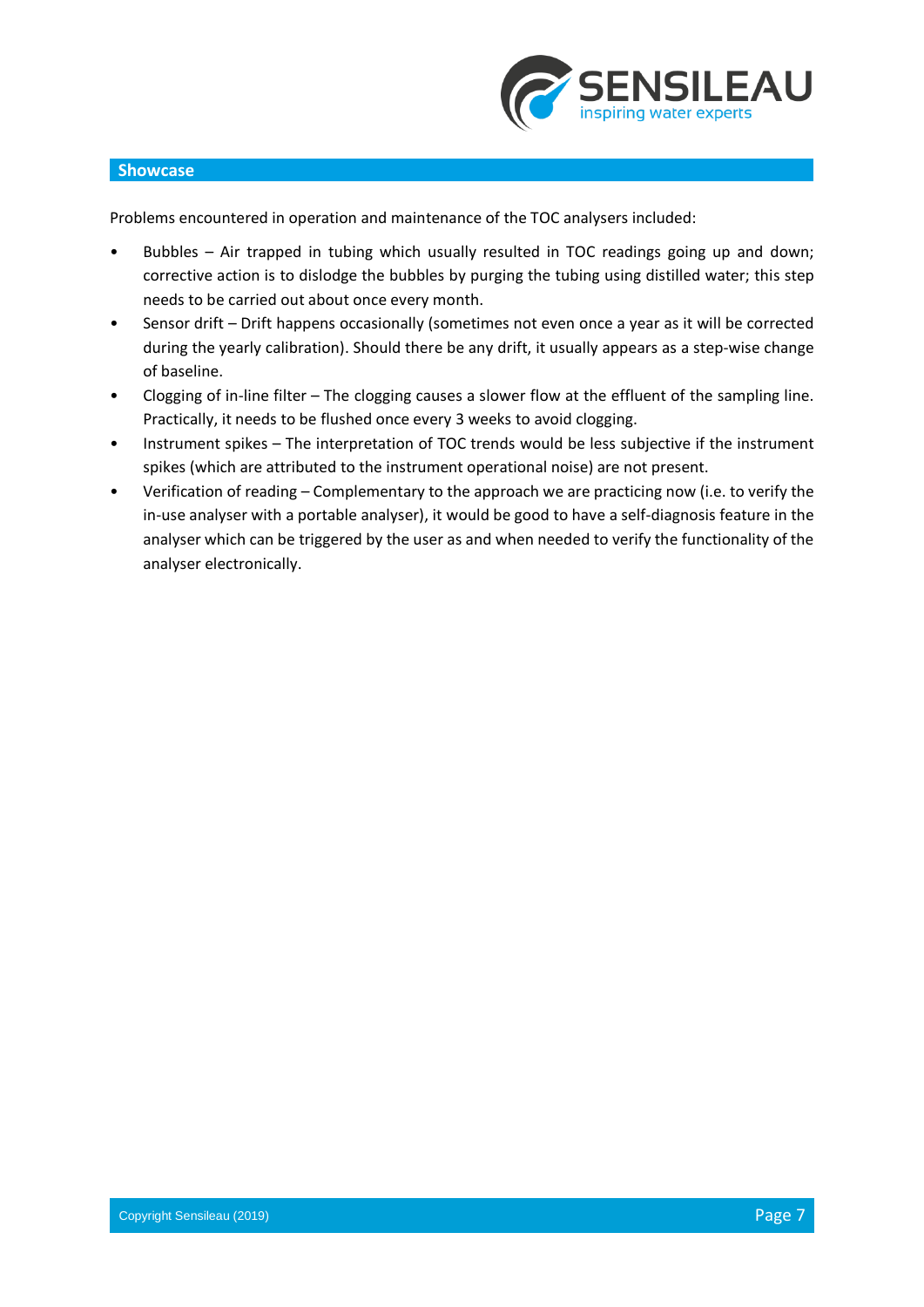## Showcase

Problems encountered in operation and maintenance of the TOC analysers included:

- Bubbles – Air trapped in tubing which usually resulted in TOC readings going up and down; corrective action is to dislodge the bubbles by purging the tubing using distilled water; this step needs to be carried out about once every month.
- Sensor drift – Drift happens occasionally (sometimes not even once a year as it will be corrected during the yearly calibration). Should there be any drift, it usually appears as a step-wise change of baseline.
- Clogging of in-line filter – The clogging causes a slower flow at the effluent of the sampling line. Practically, it needs to be flushed once every 3 weeks to avoid clogging.
- Instrument spikes – The interpretation of TOC trends would be less subjective if the instrument spikes (which are attributed to the instrument operational noise) are not present.
- Verification of reading – Complementary to the approach we are practicing now (i.e. to verify the in-use analyser with a portable analyser), it would be good to have a self-diagnosis feature in the analyser which can be triggered by the user as and when needed to verify the functionality of the analyser electronically.